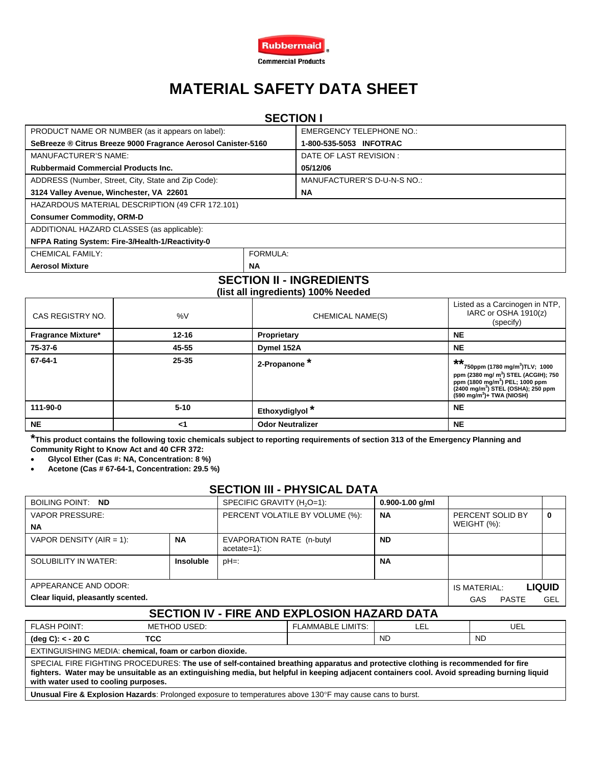Rubbermaid Commercial Products

# MATERIAL SAFETY DATA SHEET

## SECTION I

| | |
|---|---|
| PRODUCT NAME OR NUMBER (as it appears on label): **SeBreeze ® Citrus Breeze 9000 Fragrance Aerosol Canister-5160** | EMERGENCY TELEPHONE NO.: **1-800-535-5053 INFOTRAC** |
| MANUFACTURER'S NAME: **Rubbermaid Commercial Products Inc.** | DATE OF LAST REVISION : **05/12/06** |
| ADDRESS (Number, Street, City, State and Zip Code): **3124 Valley Avenue, Winchester, VA 22601** | MANUFACTURER'S D-U-N-S NO.: **NA** |
| HAZARDOUS MATERIAL DESCRIPTION (49 CFR 172.101) **Consumer Commodity, ORM-D** | |
| ADDITIONAL HAZARD CLASSES (as applicable): **NFPA Rating System: Fire-3/Health-1/Reactivity-0** | |
| CHEMICAL FAMILY: **Aerosol Mixture** | FORMULA: **NA** |

## SECTION II - INGREDIENTS

### (list all ingredients) 100% Needed

| CAS REGISTRY NO. | %V | CHEMICAL NAME(S) | Listed as a Carcinogen in NTP, IARC or OSHA 1910(z) (specify) |
|---|---|---|---|
| **Fragrance Mixture*** | **12-16** | **Proprietary** | **NE** |
| **75-37-6** | **45-55** | **Dymel 152A** | **NE** |
| **67-64-1** | **25-35** | **2-Propanone *** | **** 750ppm (1780 mg/m³)TLV; 1000 ppm (2380 mg/ m³) STEL (ACGIH); 750 ppm (1800 mg/m³) PEL; 1000 ppm (2400 mg/m³) STEL (OSHA); 250 ppm (590 mg/m³)+ TWA (NIOSH)** |
| **111-90-0** | **5-10** | **Ethoxydiglyol *** | **NE** |
| **NE** | **<1** | **Odor Neutralizer** | **NE** |

**\*This product contains the following toxic chemicals subject to reporting requirements of section 313 of the Emergency Planning and Community Right to Know Act and 40 CFR 372:**

- **Glycol Ether (Cas #: NA, Concentration: 8 %)**
- **Acetone (Cas # 67-64-1, Concentration: 29.5 %)**

## SECTION III - PHYSICAL DATA

| | | | | | |
|---|---|---|---|---|---|
| BOILING POINT: **ND** | | SPECIFIC GRAVITY ($H_2O$=1): | **0.900-1.00 g/ml** | | |
| VAPOR PRESSURE: **NA** | | PERCENT VOLATILE BY VOLUME (%): | **NA** | PERCENT SOLID BY WEIGHT (%): | **0** |
| VAPOR DENSITY (AIR = 1): | **NA** | EVAPORATION RATE (n-butyl acetate=1): | **ND** | | |
| SOLUBILITY IN WATER: | **Insoluble** | pH=: | **NA** | | |
| APPEARANCE AND ODOR: **Clear liquid, pleasantly scented.** | | | | IS MATERIAL: **LIQUID** GAS PASTE GEL | |

## SECTION IV - FIRE AND EXPLOSION HAZARD DATA

| FLASH POINT: | METHOD USED: | FLAMMABLE LIMITS: | LEL | UEL |
|---|---|---|---|---|
| **(deg C): < - 20 C** | **TCC** | | ND | ND |

EXTINGUISHING MEDIA: **chemical, foam or carbon dioxide.**

SPECIAL FIRE FIGHTING PROCEDURES: **The use of self-contained breathing apparatus and protective clothing is recommended for fire fighters. Water may be unsuitable as an extinguishing media, but helpful in keeping adjacent containers cool. Avoid spreading burning liquid with water used to cooling purposes.**

**Unusual Fire & Explosion Hazards**: Prolonged exposure to temperatures above 130°F may cause cans to burst.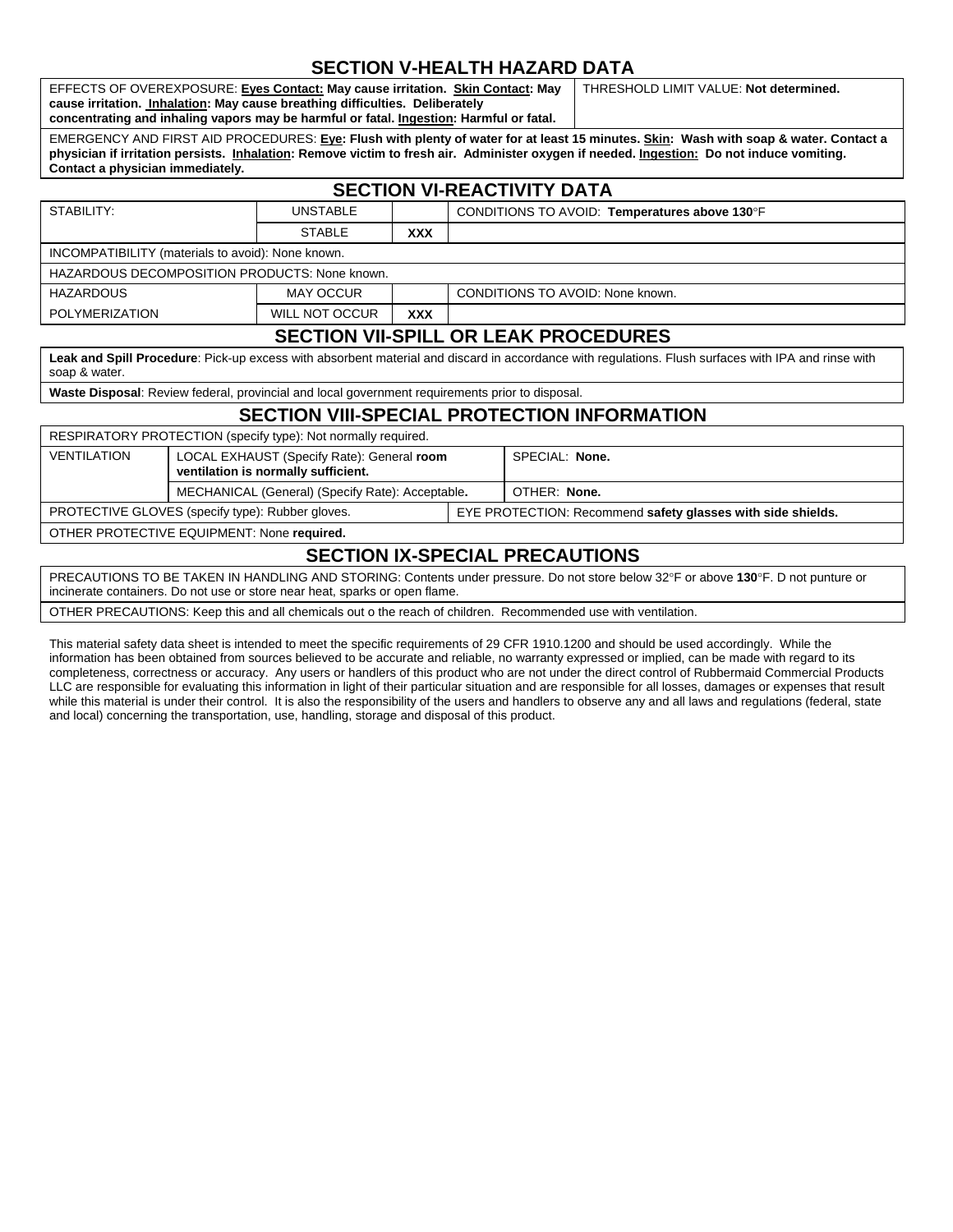## SECTION V-HEALTH HAZARD DATA

| | |
|---|---|
| EFFECTS OF OVEREXPOSURE: **Eyes Contact: May cause irritation. Skin Contact: May cause irritation. Inhalation: May cause breathing difficulties. Deliberately concentrating and inhaling vapors may be harmful or fatal. Ingestion: Harmful or fatal.** | THRESHOLD LIMIT VALUE: **Not determined.** |

EMERGENCY AND FIRST AID PROCEDURES: **Eye: Flush with plenty of water for at least 15 minutes. Skin: Wash with soap & water. Contact a physician if irritation persists. Inhalation: Remove victim to fresh air. Administer oxygen if needed. Ingestion: Do not induce vomiting. Contact a physician immediately.**

## SECTION VI-REACTIVITY DATA

| | | | |
|---|---|---|---|
| STABILITY: | UNSTABLE | | CONDITIONS TO AVOID: **Temperatures above 130**°F |
| | STABLE | **XXX** | |
| INCOMPATIBILITY (materials to avoid): None known. | | | |
| HAZARDOUS DECOMPOSITION PRODUCTS: None known. | | | |
| HAZARDOUS | MAY OCCUR | | CONDITIONS TO AVOID: None known. |
| POLYMERIZATION | WILL NOT OCCUR | **XXX** | |

## SECTION VII-SPILL OR LEAK PROCEDURES

**Leak and Spill Procedure**: Pick-up excess with absorbent material and discard in accordance with regulations. Flush surfaces with IPA and rinse with soap & water.

**Waste Disposal**: Review federal, provincial and local government requirements prior to disposal.

## SECTION VIII-SPECIAL PROTECTION INFORMATION

| | | |
|---|---|---|
| RESPIRATORY PROTECTION (specify type): Not normally required. | | |
| VENTILATION | LOCAL EXHAUST (Specify Rate): General **room ventilation is normally sufficient.** | SPECIAL: **None.** |
| | MECHANICAL (General) (Specify Rate): Acceptable**.** | OTHER: **None.** |
| PROTECTIVE GLOVES (specify type): Rubber gloves. | | EYE PROTECTION: Recommend **safety glasses with side shields.** |
| OTHER PROTECTIVE EQUIPMENT: None **required.** | | |

## SECTION IX-SPECIAL PRECAUTIONS

PRECAUTIONS TO BE TAKEN IN HANDLING AND STORING: Contents under pressure. Do not store below 32°F or above **130**°F. D not punture or incinerate containers. Do not use or store near heat, sparks or open flame.

OTHER PRECAUTIONS: Keep this and all chemicals out o the reach of children. Recommended use with ventilation.

This material safety data sheet is intended to meet the specific requirements of 29 CFR 1910.1200 and should be used accordingly. While the information has been obtained from sources believed to be accurate and reliable, no warranty expressed or implied, can be made with regard to its completeness, correctness or accuracy. Any users or handlers of this product who are not under the direct control of Rubbermaid Commercial Products LLC are responsible for evaluating this information in light of their particular situation and are responsible for all losses, damages or expenses that result while this material is under their control. It is also the responsibility of the users and handlers to observe any and all laws and regulations (federal, state and local) concerning the transportation, use, handling, storage and disposal of this product.